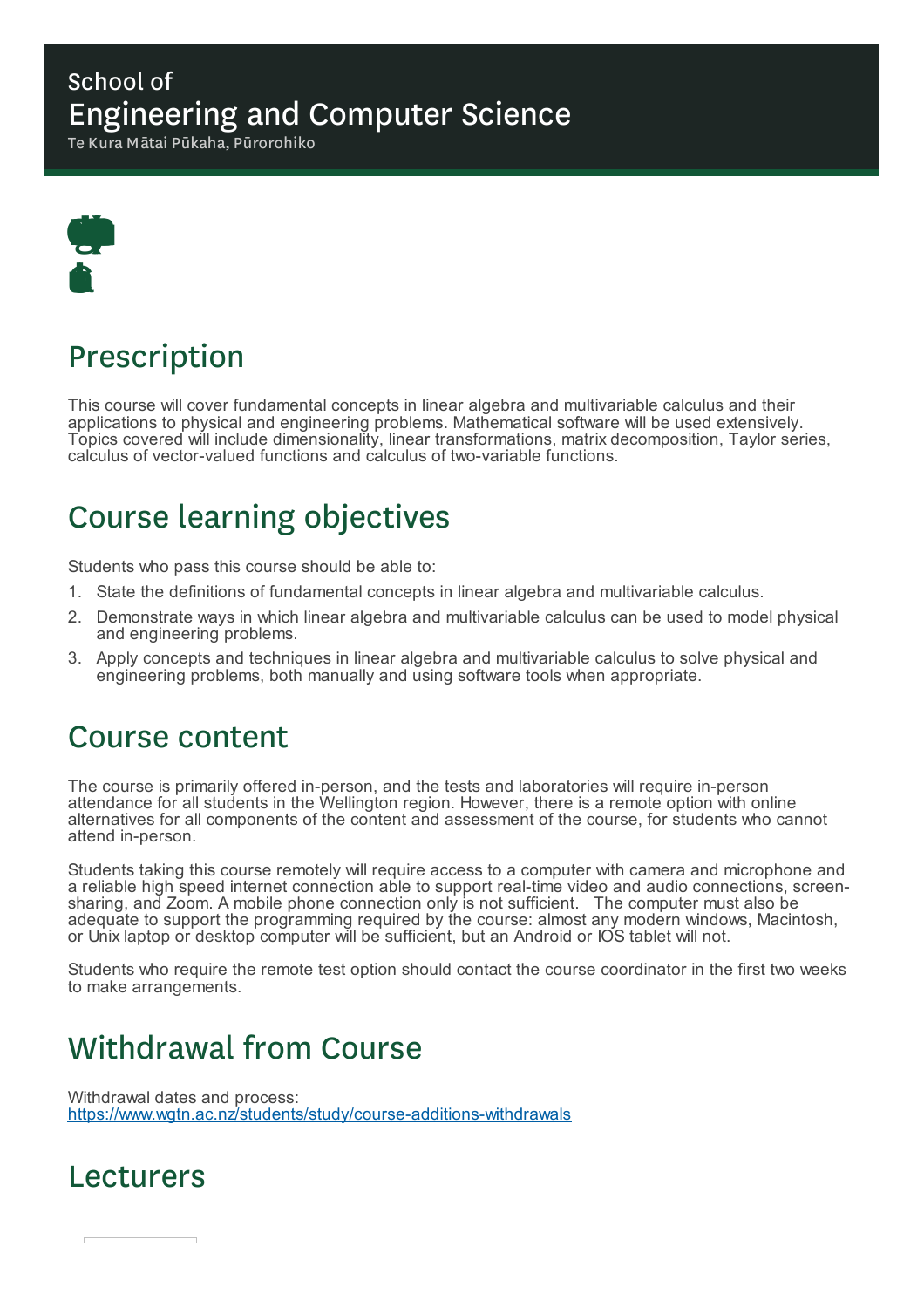School of

# Engineering and Computer Science

Te Kura Mātai Pūkaha, Pūrorohiko

## Prescription

This course will cover fundamental concepts in linear algebra and multivariable calculus and their applications to physical and engineering problems. Mathematical software will be used extensively. Topics covered will include dimensionality, linear transformations, matrix decomposition, Taylor series, calculus of vector-valued functions and calculus of two-variable functions.

## Course learning objectives

Students who pass this course should be able to:

1. State the definitions of fundamental concepts in linear algebra and multivariable calculus.
2. Demonstrate ways in which linear algebra and multivariable calculus can be used to model physical and engineering problems.
3. Apply concepts and techniques in linear algebra and multivariable calculus to solve physical and engineering problems, both manually and using software tools when appropriate.

## Course content

The course is primarily offered in-person, and the tests and laboratories will require in-person attendance for all students in the Wellington region. However, there is a remote option with online alternatives for all components of the content and assessment of the course, for students who cannot attend in-person.

Students taking this course remotely will require access to a computer with camera and microphone and a reliable high speed internet connection able to support real-time video and audio connections, screen-sharing, and Zoom. A mobile phone connection only is not sufficient. The computer must also be adequate to support the programming required by the course: almost any modern windows, Macintosh, or Unix laptop or desktop computer will be sufficient, but an Android or IOS tablet will not.

Students who require the remote test option should contact the course coordinator in the first two weeks to make arrangements.

## Withdrawal from Course

Withdrawal dates and process:
https://www.wgtn.ac.nz/students/study/course-additions-withdrawals

## Lecturers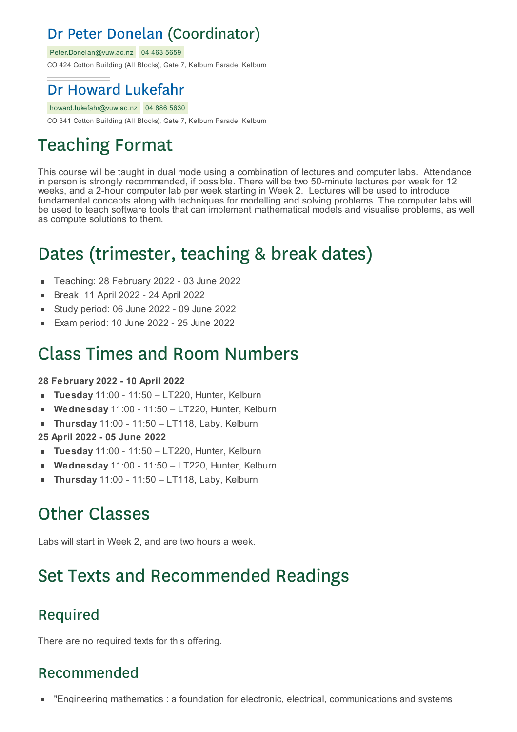## Dr Peter Donelan (Coordinator)

Peter.Donelan@vuw.ac.nz 04 463 5659

CO 424 Cotton Building (All Blocks), Gate 7, Kelburn Parade, Kelburn

## Dr Howard Lukefahr

howard.lukefahr@vuw.ac.nz 04 886 5630

CO 341 Cotton Building (All Blocks), Gate 7, Kelburn Parade, Kelburn

# Teaching Format

This course will be taught in dual mode using a combination of lectures and computer labs. Attendance in person is strongly recommended, if possible. There will be two 50-minute lectures per week for 12 weeks, and a 2-hour computer lab per week starting in Week 2. Lectures will be used to introduce fundamental concepts along with techniques for modelling and solving problems. The computer labs will be used to teach software tools that can implement mathematical models and visualise problems, as well as compute solutions to them.

# Dates (trimester, teaching & break dates)

- Teaching: 28 February 2022 - 03 June 2022
- Break: 11 April 2022 - 24 April 2022
- Study period: 06 June 2022 - 09 June 2022
- Exam period: 10 June 2022 - 25 June 2022

# Class Times and Room Numbers

**28 February 2022 - 10 April 2022**

- **Tuesday** 11:00 - 11:50 – LT220, Hunter, Kelburn
- **Wednesday** 11:00 - 11:50 – LT220, Hunter, Kelburn
- **Thursday** 11:00 - 11:50 – LT118, Laby, Kelburn

**25 April 2022 - 05 June 2022**

- **Tuesday** 11:00 - 11:50 – LT220, Hunter, Kelburn
- **Wednesday** 11:00 - 11:50 – LT220, Hunter, Kelburn
- **Thursday** 11:00 - 11:50 – LT118, Laby, Kelburn

# Other Classes

Labs will start in Week 2, and are two hours a week.

# Set Texts and Recommended Readings

## Required

There are no required texts for this offering.

## Recommended

- "Engineering mathematics : a foundation for electronic, electrical, communications and systems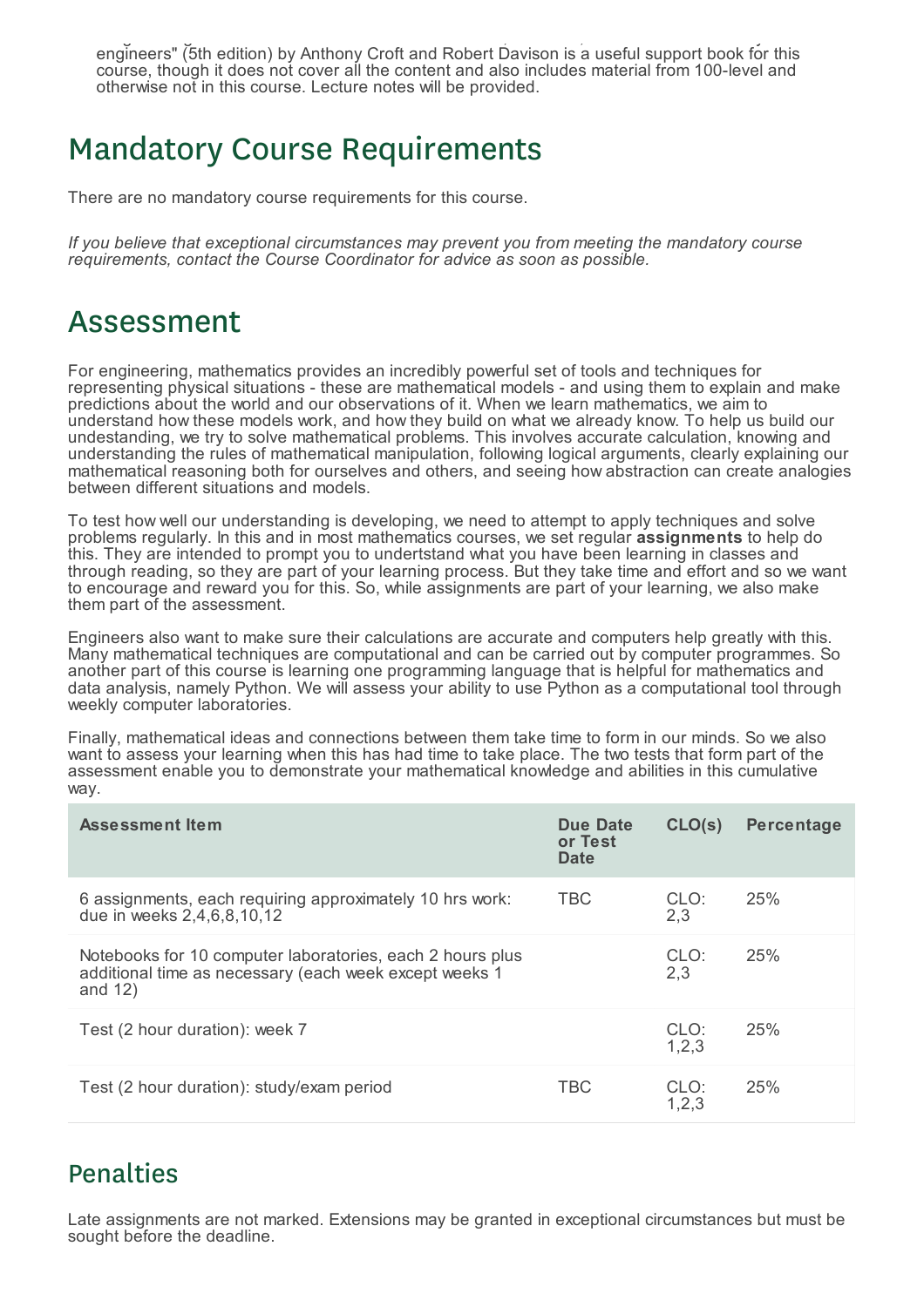engineers" (5th edition) by Anthony Croft and Robert Davison is a useful support book for this course, though it does not cover all the content and also includes material from 100-level and otherwise not in this course. Lecture notes will be provided.

# Mandatory Course Requirements

There are no mandatory course requirements for this course.

*If you believe that exceptional circumstances may prevent you from meeting the mandatory course requirements, contact the Course Coordinator for advice as soon as possible.*

# Assessment

For engineering, mathematics provides an incredibly powerful set of tools and techniques for representing physical situations - these are mathematical models - and using them to explain and make predictions about the world and our observations of it. When we learn mathematics, we aim to understand how these models work, and how they build on what we already know. To help us build our undestanding, we try to solve mathematical problems. This involves accurate calculation, knowing and understanding the rules of mathematical manipulation, following logical arguments, clearly explaining our mathematical reasoning both for ourselves and others, and seeing how abstraction can create analogies between different situations and models.

To test how well our understanding is developing, we need to attempt to apply techniques and solve problems regularly. In this and in most mathematics courses, we set regular **assignments** to help do this. They are intended to prompt you to undertstand what you have been learning in classes and through reading, so they are part of your learning process. But they take time and effort and so we want to encourage and reward you for this. So, while assignments are part of your learning, we also make them part of the assessment.

Engineers also want to make sure their calculations are accurate and computers help greatly with this. Many mathematical techniques are computational and can be carried out by computer programmes. So another part of this course is learning one programming language that is helpful for mathematics and data analysis, namely Python. We will assess your ability to use Python as a computational tool through weekly computer laboratories.

Finally, mathematical ideas and connections between them take time to form in our minds. So we also want to assess your learning when this has had time to take place. The two tests that form part of the assessment enable you to demonstrate your mathematical knowledge and abilities in this cumulative way.

| Assessment Item | Due Date or Test Date | CLO(s) | Percentage |
|---|---|---|---|
| 6 assignments, each requiring approximately 10 hrs work: due in weeks 2,4,6,8,10,12 | TBC | CLO: 2,3 | 25% |
| Notebooks for 10 computer laboratories, each 2 hours plus additional time as necessary (each week except weeks 1 and 12) | | CLO: 2,3 | 25% |
| Test (2 hour duration): week 7 | | CLO: 1,2,3 | 25% |
| Test (2 hour duration): study/exam period | TBC | CLO: 1,2,3 | 25% |

## Penalties

Late assignments are not marked. Extensions may be granted in exceptional circumstances but must be sought before the deadline.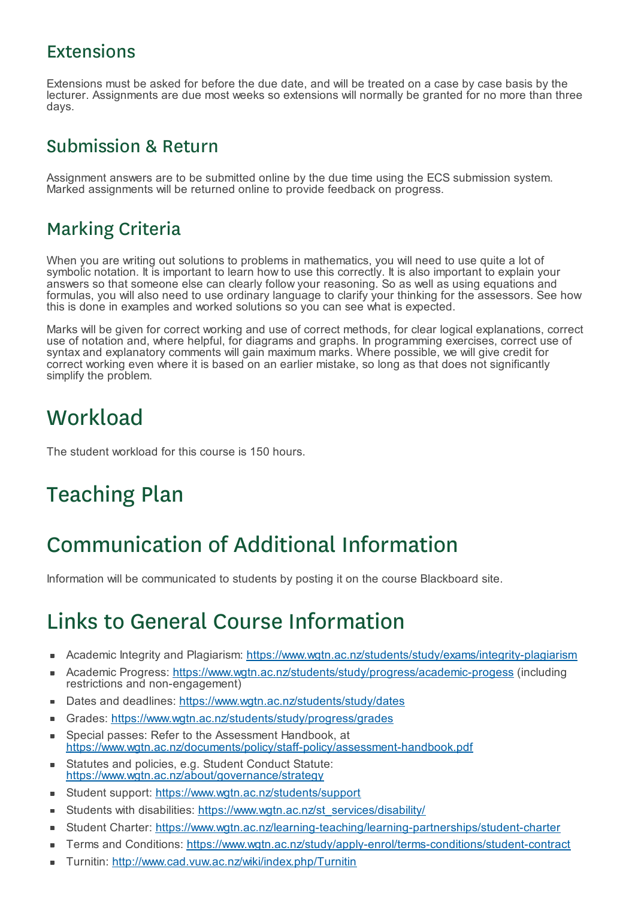## Extensions

Extensions must be asked for before the due date, and will be treated on a case by case basis by the lecturer. Assignments are due most weeks so extensions will normally be granted for no more than three days.

## Submission & Return

Assignment answers are to be submitted online by the due time using the ECS submission system. Marked assignments will be returned online to provide feedback on progress.

## Marking Criteria

When you are writing out solutions to problems in mathematics, you will need to use quite a lot of symbolic notation. It is important to learn how to use this correctly. It is also important to explain your answers so that someone else can clearly follow your reasoning. So as well as using equations and formulas, you will also need to use ordinary language to clarify your thinking for the assessors. See how this is done in examples and worked solutions so you can see what is expected.

Marks will be given for correct working and use of correct methods, for clear logical explanations, correct use of notation and, where helpful, for diagrams and graphs. In programming exercises, correct use of syntax and explanatory comments will gain maximum marks. Where possible, we will give credit for correct working even where it is based on an earlier mistake, so long as that does not significantly simplify the problem.

# Workload

The student workload for this course is 150 hours.

# Teaching Plan

# Communication of Additional Information

Information will be communicated to students by posting it on the course Blackboard site.

# Links to General Course Information

- Academic Integrity and Plagiarism: https://www.wgtn.ac.nz/students/study/exams/integrity-plagiarism
- Academic Progress: https://www.wgtn.ac.nz/students/study/progress/academic-progess (including restrictions and non-engagement)
- Dates and deadlines: https://www.wgtn.ac.nz/students/study/dates
- Grades: https://www.wgtn.ac.nz/students/study/progress/grades
- Special passes: Refer to the Assessment Handbook, at https://www.wgtn.ac.nz/documents/policy/staff-policy/assessment-handbook.pdf
- Statutes and policies, e.g. Student Conduct Statute: https://www.wgtn.ac.nz/about/governance/strategy
- Student support: https://www.wgtn.ac.nz/students/support
- Students with disabilities: https://www.wgtn.ac.nz/st_services/disability/
- Student Charter: https://www.wgtn.ac.nz/learning-teaching/learning-partnerships/student-charter
- Terms and Conditions: https://www.wgtn.ac.nz/study/apply-enrol/terms-conditions/student-contract
- Turnitin: http://www.cad.vuw.ac.nz/wiki/index.php/Turnitin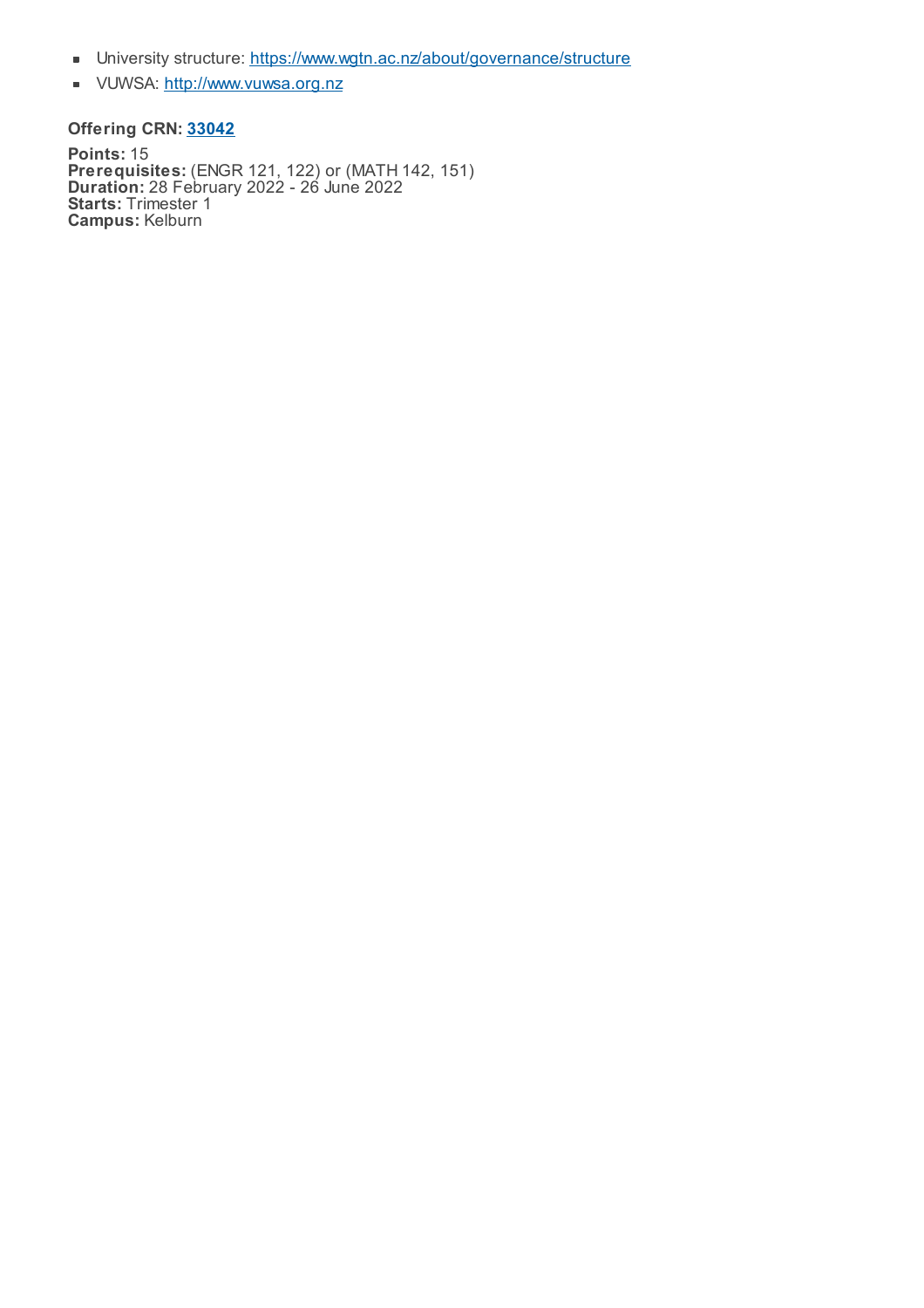- University structure: [https://www.wgtn.ac.nz/about/governance/structure](https://www.wgtn.ac.nz/about/governance/structure)
- VUWSA: [http://www.vuwsa.org.nz](http://www.vuwsa.org.nz)

**Offering CRN: [33042]()**

**Points:** 15
**Prerequisites:** (ENGR 121, 122) or (MATH 142, 151)
**Duration:** 28 February 2022 - 26 June 2022
**Starts:** Trimester 1
**Campus:** Kelburn